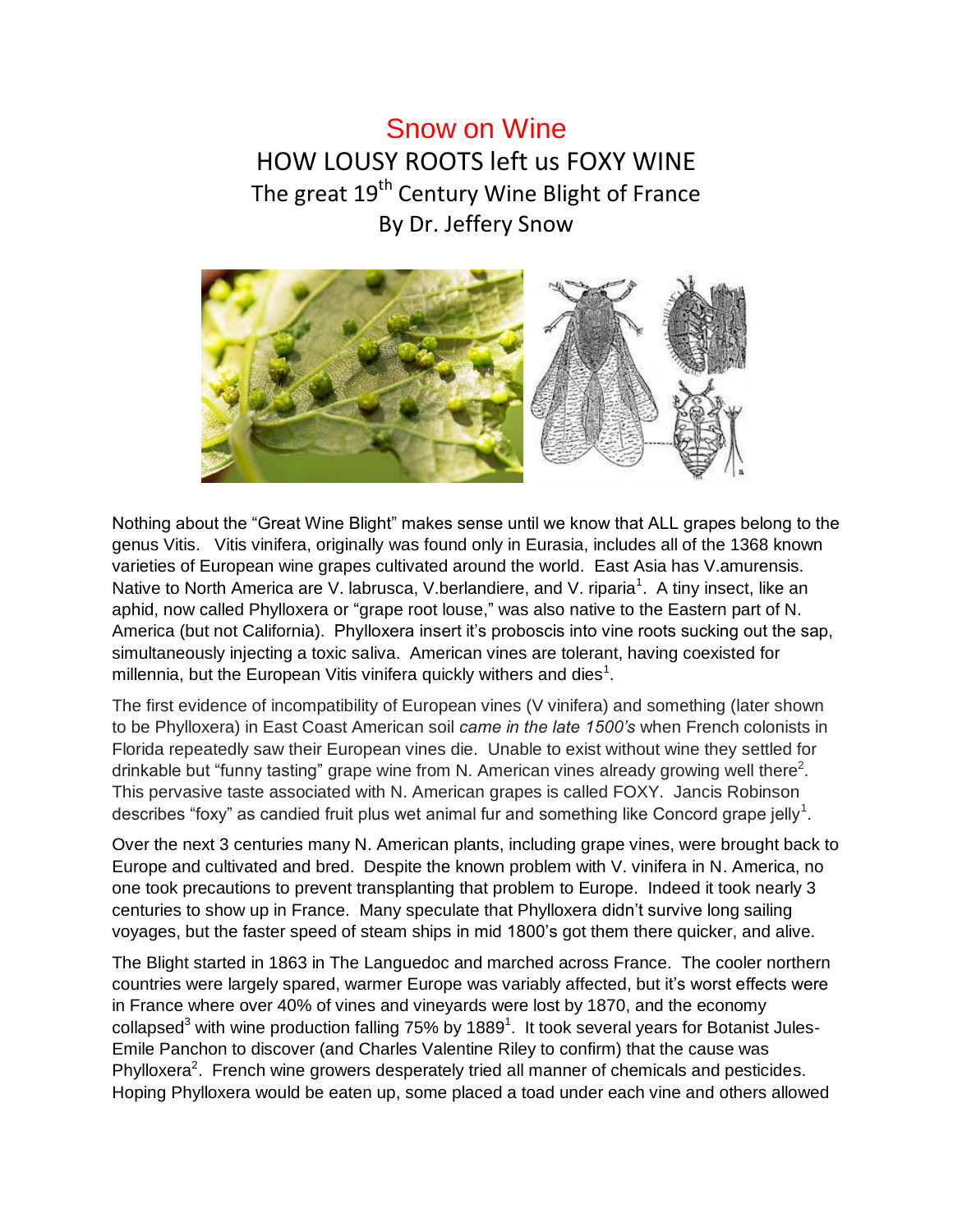# Snow on Wine

## HOW LOUSY ROOTS left us FOXY WINE

### The great 19th Century Wine Blight of France

### By Dr. Jeffery Snow

Nothing about the "Great Wine Blight" makes sense until we know that ALL grapes belong to the genus Vitis. Vitis vinifera, originally was found only in Eurasia, includes all of the 1368 known varieties of European wine grapes cultivated around the world. East Asia has V.amurensis. Native to North America are V. labrusca, V.berlandiere, and V. riparia[1]. A tiny insect, like an aphid, now called Phylloxera or "grape root louse," was also native to the Eastern part of N. America (but not California). Phylloxera insert it's proboscis into vine roots sucking out the sap, simultaneously injecting a toxic saliva. American vines are tolerant, having coexisted for millennia, but the European Vitis vinifera quickly withers and dies[1].

The first evidence of incompatibility of European vines (V vinifera) and something (later shown to be Phylloxera) in East Coast American soil *came in the late 1500's* when French colonists in Florida repeatedly saw their European vines die. Unable to exist without wine they settled for drinkable but "funny tasting" grape wine from N. American vines already growing well there[2]. This pervasive taste associated with N. American grapes is called FOXY. Jancis Robinson describes "foxy" as candied fruit plus wet animal fur and something like Concord grape jelly[1].

Over the next 3 centuries many N. American plants, including grape vines, were brought back to Europe and cultivated and bred. Despite the known problem with V. vinifera in N. America, no one took precautions to prevent transplanting that problem to Europe. Indeed it took nearly 3 centuries to show up in France. Many speculate that Phylloxera didn't survive long sailing voyages, but the faster speed of steam ships in mid 1800's got them there quicker, and alive.

The Blight started in 1863 in The Languedoc and marched across France. The cooler northern countries were largely spared, warmer Europe was variably affected, but it's worst effects were in France where over 40% of vines and vineyards were lost by 1870, and the economy collapsed[3] with wine production falling 75% by 1889[1]. It took several years for Botanist Jules-Emile Panchon to discover (and Charles Valentine Riley to confirm) that the cause was Phylloxera[2]. French wine growers desperately tried all manner of chemicals and pesticides. Hoping Phylloxera would be eaten up, some placed a toad under each vine and others allowed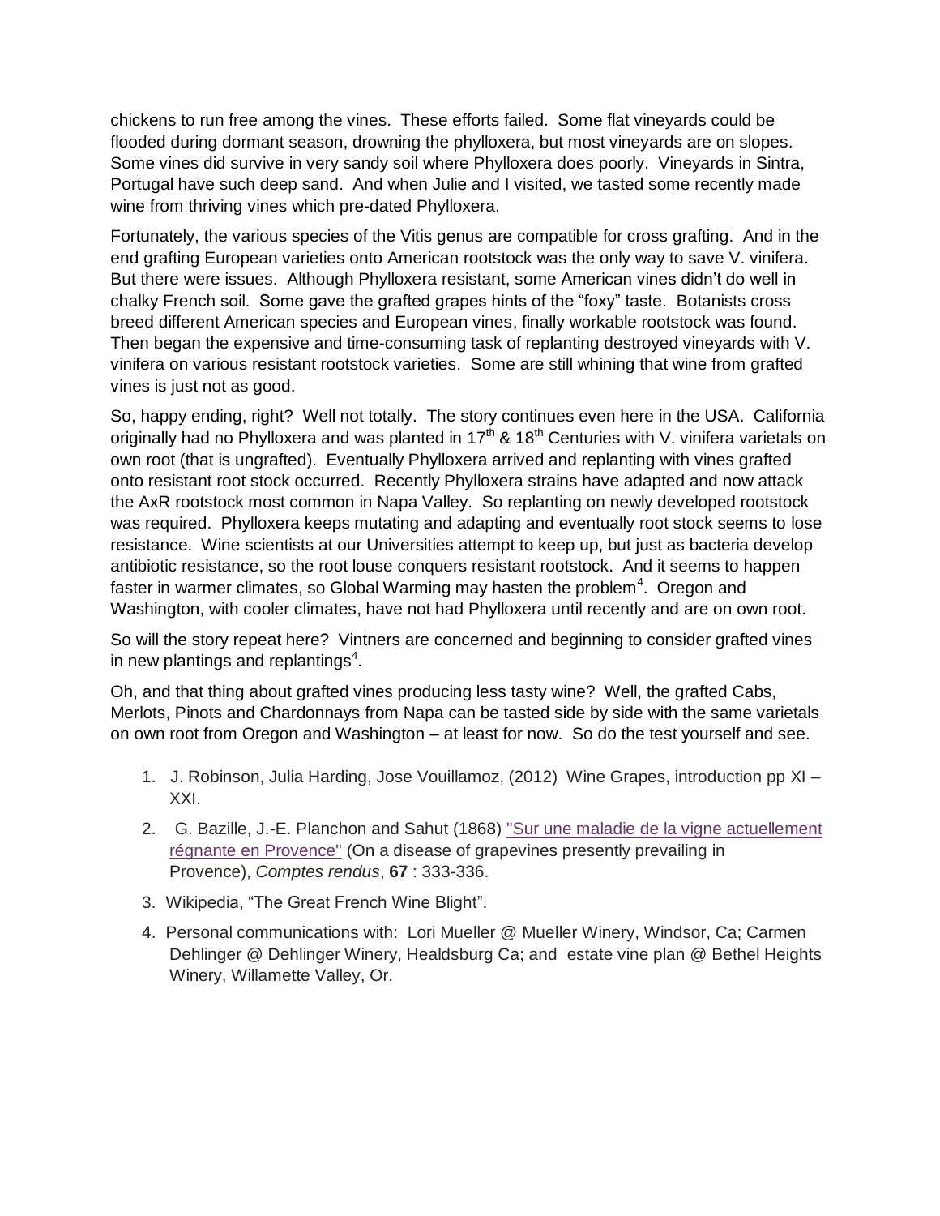chickens to run free among the vines. These efforts failed. Some flat vineyards could be flooded during dormant season, drowning the phylloxera, but most vineyards are on slopes. Some vines did survive in very sandy soil where Phylloxera does poorly. Vineyards in Sintra, Portugal have such deep sand. And when Julie and I visited, we tasted some recently made wine from thriving vines which pre-dated Phylloxera.

Fortunately, the various species of the Vitis genus are compatible for cross grafting. And in the end grafting European varieties onto American rootstock was the only way to save V. vinifera. But there were issues. Although Phylloxera resistant, some American vines didn't do well in chalky French soil. Some gave the grafted grapes hints of the "foxy" taste. Botanists cross breed different American species and European vines, finally workable rootstock was found. Then began the expensive and time-consuming task of replanting destroyed vineyards with V. vinifera on various resistant rootstock varieties. Some are still whining that wine from grafted vines is just not as good.

So, happy ending, right? Well not totally. The story continues even here in the USA. California originally had no Phylloxera and was planted in 17th & 18th Centuries with V. vinifera varietals on own root (that is ungrafted). Eventually Phylloxera arrived and replanting with vines grafted onto resistant root stock occurred. Recently Phylloxera strains have adapted and now attack the AxR rootstock most common in Napa Valley. So replanting on newly developed rootstock was required. Phylloxera keeps mutating and adapting and eventually root stock seems to lose resistance. Wine scientists at our Universities attempt to keep up, but just as bacteria develop antibiotic resistance, so the root louse conquers resistant rootstock. And it seems to happen faster in warmer climates, so Global Warming may hasten the problem[4]. Oregon and Washington, with cooler climates, have not had Phylloxera until recently and are on own root.

So will the story repeat here? Vintners are concerned and beginning to consider grafted vines in new plantings and replantings[4].

Oh, and that thing about grafted vines producing less tasty wine? Well, the grafted Cabs, Merlots, Pinots and Chardonnays from Napa can be tasted side by side with the same varietals on own root from Oregon and Washington – at least for now. So do the test yourself and see.

1. J. Robinson, Julia Harding, Jose Vouillamoz, (2012) Wine Grapes, introduction pp XI – XXI.
2. G. Bazille, J.-E. Planchon and Sahut (1868) "Sur une maladie de la vigne actuellement régnante en Provence" (On a disease of grapevines presently prevailing in Provence), *Comptes rendus*, **67** : 333-336.
3. Wikipedia, "The Great French Wine Blight".
4. Personal communications with: Lori Mueller @ Mueller Winery, Windsor, Ca; Carmen Dehlinger @ Dehlinger Winery, Healdsburg Ca; and estate vine plan @ Bethel Heights Winery, Willamette Valley, Or.